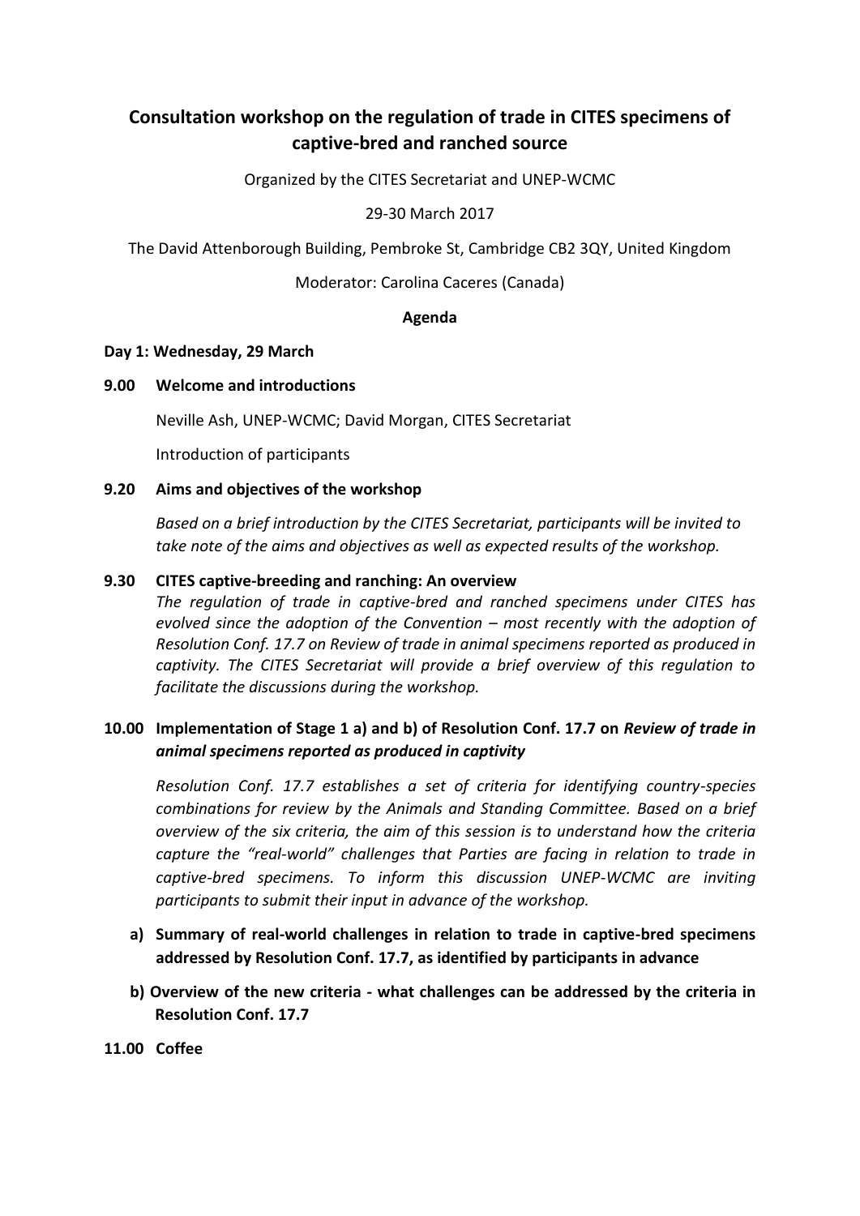# Consultation workshop on the regulation of trade in CITES specimens of captive-bred and ranched source

Organized by the CITES Secretariat and UNEP-WCMC

29-30 March 2017

The David Attenborough Building, Pembroke St, Cambridge CB2 3QY, United Kingdom

Moderator: Carolina Caceres (Canada)

**Agenda**

### Day 1: Wednesday, 29 March

**9.00 Welcome and introductions**

Neville Ash, UNEP-WCMC; David Morgan, CITES Secretariat

Introduction of participants

**9.20 Aims and objectives of the workshop**

*Based on a brief introduction by the CITES Secretariat, participants will be invited to take note of the aims and objectives as well as expected results of the workshop.*

**9.30 CITES captive-breeding and ranching: An overview**

*The regulation of trade in captive-bred and ranched specimens under CITES has evolved since the adoption of the Convention – most recently with the adoption of Resolution Conf. 17.7 on Review of trade in animal specimens reported as produced in captivity. The CITES Secretariat will provide a brief overview of this regulation to facilitate the discussions during the workshop.*

**10.00 Implementation of Stage 1 a) and b) of Resolution Conf. 17.7 on *Review of trade in animal specimens reported as produced in captivity***

*Resolution Conf. 17.7 establishes a set of criteria for identifying country-species combinations for review by the Animals and Standing Committee. Based on a brief overview of the six criteria, the aim of this session is to understand how the criteria capture the "real-world" challenges that Parties are facing in relation to trade in captive-bred specimens. To inform this discussion UNEP-WCMC are inviting participants to submit their input in advance of the workshop.*

a) **Summary of real-world challenges in relation to trade in captive-bred specimens addressed by Resolution Conf. 17.7, as identified by participants in advance**

b) **Overview of the new criteria - what challenges can be addressed by the criteria in Resolution Conf. 17.7**

**11.00 Coffee**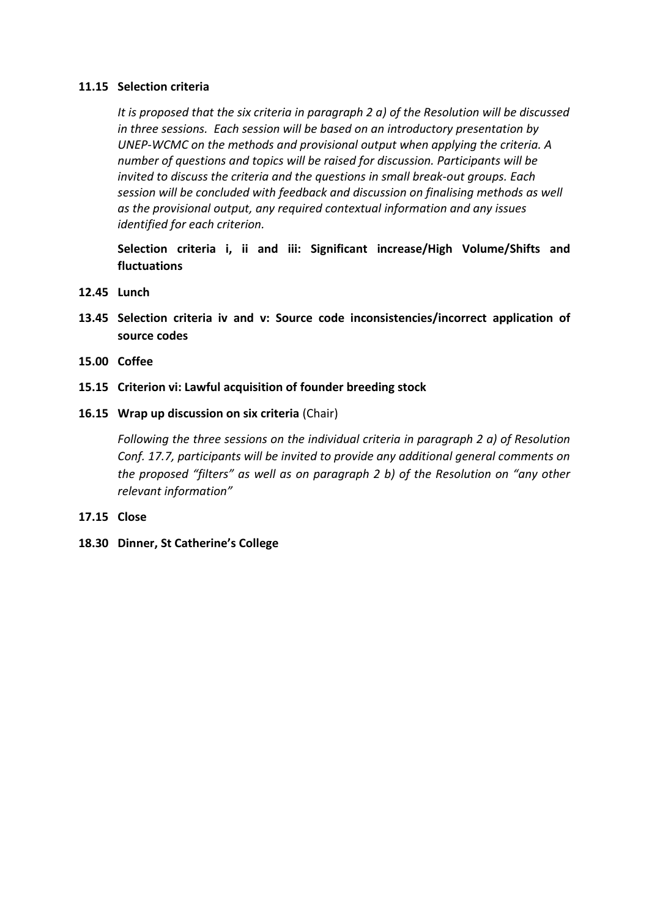**11.15 Selection criteria**

*It is proposed that the six criteria in paragraph 2 a) of the Resolution will be discussed in three sessions. Each session will be based on an introductory presentation by UNEP-WCMC on the methods and provisional output when applying the criteria. A number of questions and topics will be raised for discussion. Participants will be invited to discuss the criteria and the questions in small break-out groups. Each session will be concluded with feedback and discussion on finalising methods as well as the provisional output, any required contextual information and any issues identified for each criterion.*

**Selection criteria i, ii and iii: Significant increase/High Volume/Shifts and fluctuations**

**12.45 Lunch**

**13.45 Selection criteria iv and v: Source code inconsistencies/incorrect application of source codes**

**15.00 Coffee**

**15.15 Criterion vi: Lawful acquisition of founder breeding stock**

**16.15 Wrap up discussion on six criteria** (Chair)

*Following the three sessions on the individual criteria in paragraph 2 a) of Resolution Conf. 17.7, participants will be invited to provide any additional general comments on the proposed "filters" as well as on paragraph 2 b) of the Resolution on "any other relevant information"*

**17.15 Close**

**18.30 Dinner, St Catherine's College**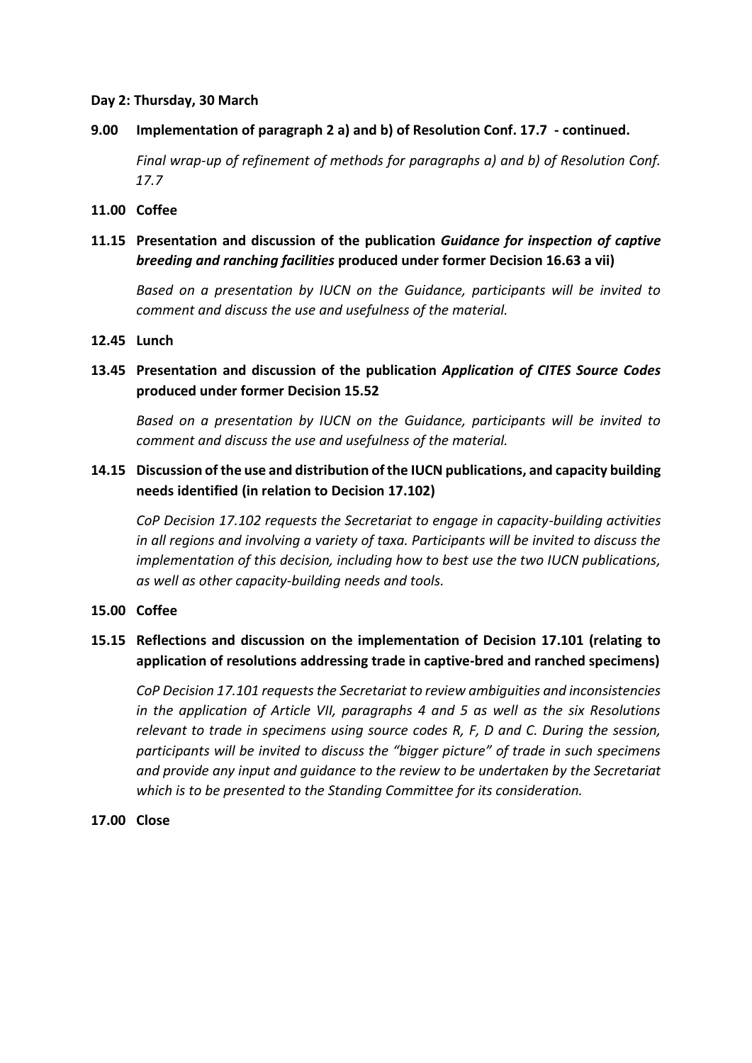**Day 2: Thursday, 30 March**

**9.00 Implementation of paragraph 2 a) and b) of Resolution Conf. 17.7 - continued.**

*Final wrap-up of refinement of methods for paragraphs a) and b) of Resolution Conf. 17.7*

**11.00 Coffee**

**11.15 Presentation and discussion of the publication *Guidance for inspection of captive breeding and ranching facilities* produced under former Decision 16.63 a vii)**

*Based on a presentation by IUCN on the Guidance, participants will be invited to comment and discuss the use and usefulness of the material.*

**12.45 Lunch**

**13.45 Presentation and discussion of the publication *Application of CITES Source Codes* produced under former Decision 15.52**

*Based on a presentation by IUCN on the Guidance, participants will be invited to comment and discuss the use and usefulness of the material.*

**14.15 Discussion of the use and distribution of the IUCN publications, and capacity building needs identified (in relation to Decision 17.102)**

*CoP Decision 17.102 requests the Secretariat to engage in capacity-building activities in all regions and involving a variety of taxa. Participants will be invited to discuss the implementation of this decision, including how to best use the two IUCN publications, as well as other capacity-building needs and tools.*

**15.00 Coffee**

**15.15 Reflections and discussion on the implementation of Decision 17.101 (relating to application of resolutions addressing trade in captive-bred and ranched specimens)**

*CoP Decision 17.101 requests the Secretariat to review ambiguities and inconsistencies in the application of Article VII, paragraphs 4 and 5 as well as the six Resolutions relevant to trade in specimens using source codes R, F, D and C. During the session, participants will be invited to discuss the "bigger picture" of trade in such specimens and provide any input and guidance to the review to be undertaken by the Secretariat which is to be presented to the Standing Committee for its consideration.*

**17.00 Close**